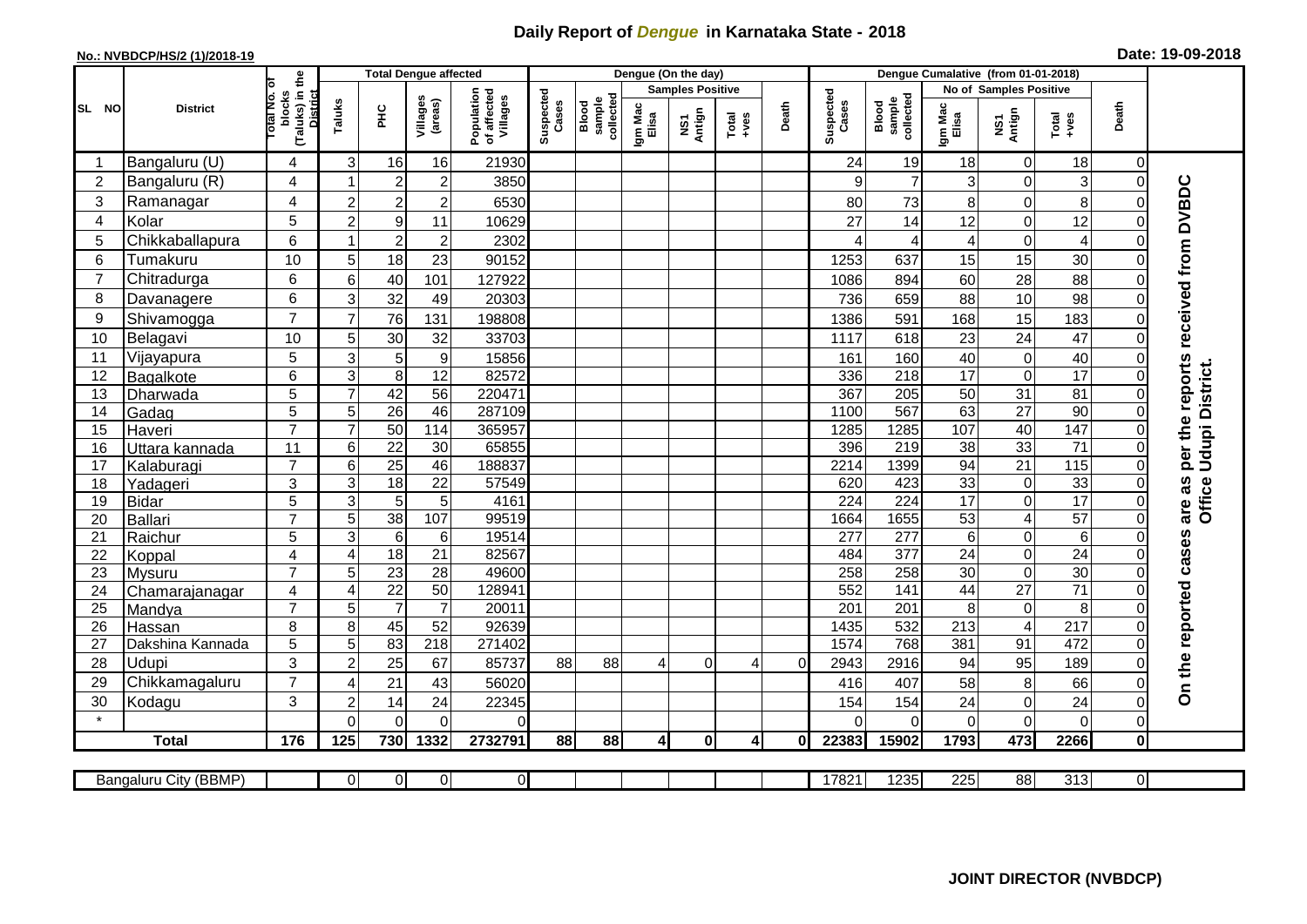# Daily Report of *Dengue* in Karnataka State - 2018

**No.: NVBDCP/HS/2 (1)/2018-19** **Date: 19-09-2018**

| SL NO | District | Total No. of blocks (Taluks) in the District | Total Dengue affected | | | | Dengue (On the day) | | | | | | | Dengue Cumalative (from 01-01-2018) | | | | | | | |
|---|---|---|---|---|---|---|---|---|---|---|---|---|---|---|---|---|---|---|---|---|
| | | | Taluks | PHC | Villages (areas) | Population of affected Villages | Suspected Cases | Blood sample collected | Samples Positive | | | Death | Suspected Cases | Blood sample collected | No of Samples Positive | | | Death | |
| | | | | | | | | | Igm Mac Elisa | NS1 Antign | Total +ves | | | | Igm Mac Elisa | NS1 Antign | Total +ves | | |
| 1 | Bangaluru (U) | 4 | 3 | 16 | 16 | 21930 | | | | | | | 24 | 19 | 18 | 0 | 18 | 0 | On the reported cases are as per the reports received from DVBDC Office Udupi District. |
| 2 | Bangaluru (R) | 4 | 1 | 2 | 2 | 3850 | | | | | | | 9 | 7 | 3 | 0 | 3 | 0 | |
| 3 | Ramanagar | 4 | 2 | 2 | 2 | 6530 | | | | | | | 80 | 73 | 8 | 0 | 8 | 0 | |
| 4 | Kolar | 5 | 2 | 9 | 11 | 10629 | | | | | | | 27 | 14 | 12 | 0 | 12 | 0 | |
| 5 | Chikkaballapura | 6 | 1 | 2 | 2 | 2302 | | | | | | | 4 | 4 | 4 | 0 | 4 | 0 | |
| 6 | Tumakuru | 10 | 5 | 18 | 23 | 90152 | | | | | | | 1253 | 637 | 15 | 15 | 30 | 0 | |
| 7 | Chitradurga | 6 | 6 | 40 | 101 | 127922 | | | | | | | 1086 | 894 | 60 | 28 | 88 | 0 | |
| 8 | Davanagere | 6 | 3 | 32 | 49 | 20303 | | | | | | | 736 | 659 | 88 | 10 | 98 | 0 | |
| 9 | Shivamogga | 7 | 7 | 76 | 131 | 198808 | | | | | | | 1386 | 591 | 168 | 15 | 183 | 0 | |
| 10 | Belagavi | 10 | 5 | 30 | 32 | 33703 | | | | | | | 1117 | 618 | 23 | 24 | 47 | 0 | |
| 11 | Vijayapura | 5 | 3 | 5 | 9 | 15856 | | | | | | | 161 | 160 | 40 | 0 | 40 | 0 | |
| 12 | Bagalkote | 6 | 3 | 8 | 12 | 82572 | | | | | | | 336 | 218 | 17 | 0 | 17 | 0 | |
| 13 | Dharwada | 5 | 7 | 42 | 56 | 220471 | | | | | | | 367 | 205 | 50 | 31 | 81 | 0 | |
| 14 | Gadag | 5 | 5 | 26 | 46 | 287109 | | | | | | | 1100 | 567 | 63 | 27 | 90 | 0 | |
| 15 | Haveri | 7 | 7 | 50 | 114 | 365957 | | | | | | | 1285 | 1285 | 107 | 40 | 147 | 0 | |
| 16 | Uttara kannada | 11 | 6 | 22 | 30 | 65855 | | | | | | | 396 | 219 | 38 | 33 | 71 | 0 | |
| 17 | Kalaburagi | 7 | 6 | 25 | 46 | 188837 | | | | | | | 2214 | 1399 | 94 | 21 | 115 | 0 | |
| 18 | Yadageri | 3 | 3 | 18 | 22 | 57549 | | | | | | | 620 | 423 | 33 | 0 | 33 | 0 | |
| 19 | Bidar | 5 | 3 | 5 | 5 | 4161 | | | | | | | 224 | 224 | 17 | 0 | 17 | 0 | |
| 20 | Ballari | 7 | 5 | 38 | 107 | 99519 | | | | | | | 1664 | 1655 | 53 | 4 | 57 | 0 | |
| 21 | Raichur | 5 | 3 | 6 | 6 | 19514 | | | | | | | 277 | 277 | 6 | 0 | 6 | 0 | |
| 22 | Koppal | 4 | 4 | 18 | 21 | 82567 | | | | | | | 484 | 377 | 24 | 0 | 24 | 0 | |
| 23 | Mysuru | 7 | 5 | 23 | 28 | 49600 | | | | | | | 258 | 258 | 30 | 0 | 30 | 0 | |
| 24 | Chamarajanagar | 4 | 4 | 22 | 50 | 128941 | | | | | | | 552 | 141 | 44 | 27 | 71 | 0 | |
| 25 | Mandya | 7 | 5 | 7 | 7 | 20011 | | | | | | | 201 | 201 | 8 | 0 | 8 | 0 | |
| 26 | Hassan | 8 | 8 | 45 | 52 | 92639 | | | | | | | 1435 | 532 | 213 | 4 | 217 | 0 | |
| 27 | Dakshina Kannada | 5 | 5 | 83 | 218 | 271402 | | | | | | | 1574 | 768 | 381 | 91 | 472 | 0 | |
| 28 | Udupi | 3 | 2 | 25 | 67 | 85737 | 88 | 88 | 4 | 0 | 4 | 0 | 2943 | 2916 | 94 | 95 | 189 | 0 | |
| 29 | Chikkamagaluru | 7 | 4 | 21 | 43 | 56020 | | | | | | | 416 | 407 | 58 | 8 | 66 | 0 | |
| 30 | Kodagu | 3 | 2 | 14 | 24 | 22345 | | | | | | | 154 | 154 | 24 | 0 | 24 | 0 | |
| * | | | 0 | 0 | 0 | 0 | | | | | | | 0 | 0 | 0 | 0 | 0 | 0 | |
| **Total** | | **176** | **125** | **730** | **1332** | **2732791** | **88** | **88** | **4** | **0** | **4** | **0** | **22383** | **15902** | **1793** | **473** | **2266** | **0** | |

| Bangaluru City (BBMP) | | 0 | 0 | 0 | 0 | | | | | | | 17821 | 1235 | 225 | 88 | 313 | 0 |
|---|---|---|---|---|---|---|---|---|---|---|---|---|---|---|---|---|---|

**JOINT DIRECTOR (NVBDCP)**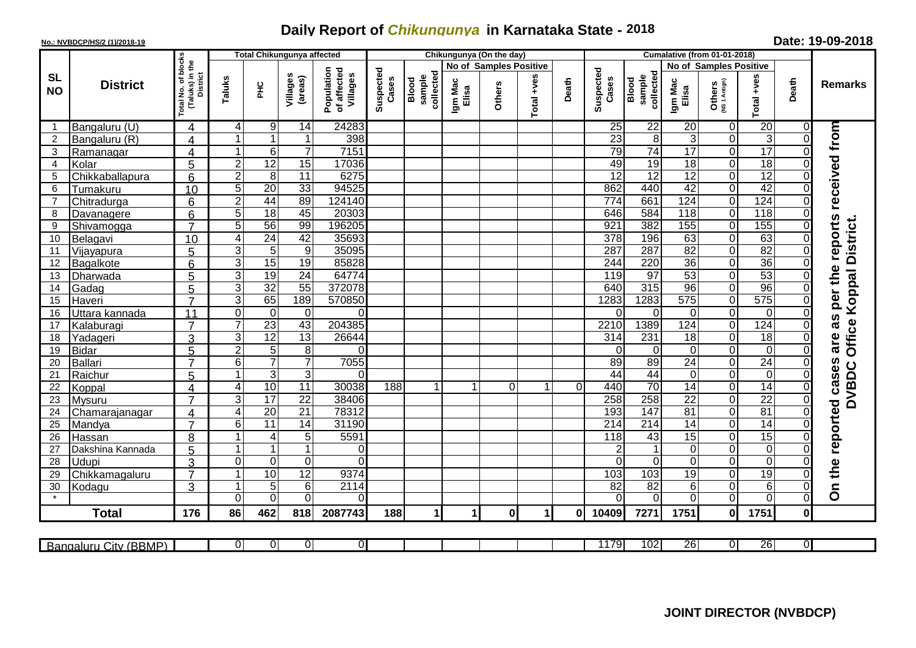# Daily Report of *Chikungunya* in Karnataka State - 2018

**No.: NVBDCP/HS/2 (1)/2018-19**

**Date: 19-09-2018**

| SL NO | District | Total No. of blocks (Taluks) in the District | Total Chikungunya affected | | | | Chikungunya (On the day) | | | | | | Cumalative (from 01-01-2018) | | | | | | Remarks |
|---|---|---|---|---|---|---|---|---|---|---|---|---|---|---|---|---|---|---|---|
| | | | Taluks | PHC | Villages (areas) | Population of affected Villages | Suspected Cases | Blood sample collected | No of Samples Positive | | | Death | Suspected Cases | Blood sample collected | No of Samples Positive | | | Death | |
| | | | | | | | | | Igm Mac Elisa | Others | Total +ves | | | | Igm Mac Elisa | Others (NS 1 Antign) | Total +ves | | |
| 1 | Bangaluru (U) | 4 | 4 | 9 | 14 | 24283 | | | | | | | 25 | 22 | 20 | 0 | 20 | 0 | On the reported cases are as per the reports received from DVBDC Office Koppal District. |
| 2 | Bangaluru (R) | 4 | 1 | 1 | 1 | 398 | | | | | | | 23 | 8 | 3 | 0 | 3 | 0 | |
| 3 | Ramanagar | 4 | 1 | 6 | 7 | 7151 | | | | | | | 79 | 74 | 17 | 0 | 17 | 0 | |
| 4 | Kolar | 5 | 2 | 12 | 15 | 17036 | | | | | | | 49 | 19 | 18 | 0 | 18 | 0 | |
| 5 | Chikkaballapura | 6 | 2 | 8 | 11 | 6275 | | | | | | | 12 | 12 | 12 | 0 | 12 | 0 | |
| 6 | Tumakuru | 10 | 5 | 20 | 33 | 94525 | | | | | | | 862 | 440 | 42 | 0 | 42 | 0 | |
| 7 | Chitradurga | 6 | 2 | 44 | 89 | 124140 | | | | | | | 774 | 661 | 124 | 0 | 124 | 0 | |
| 8 | Davanagere | 6 | 5 | 18 | 45 | 20303 | | | | | | | 646 | 584 | 118 | 0 | 118 | 0 | |
| 9 | Shivamogga | 7 | 5 | 56 | 99 | 196205 | | | | | | | 921 | 382 | 155 | 0 | 155 | 0 | |
| 10 | Belagavi | 10 | 4 | 24 | 42 | 35693 | | | | | | | 378 | 196 | 63 | 0 | 63 | 0 | |
| 11 | Vijayapura | 5 | 3 | 5 | 9 | 35095 | | | | | | | 287 | 287 | 82 | 0 | 82 | 0 | |
| 12 | Bagalkote | 6 | 3 | 15 | 19 | 85828 | | | | | | | 244 | 220 | 36 | 0 | 36 | 0 | |
| 13 | Dharwada | 5 | 3 | 19 | 24 | 64774 | | | | | | | 119 | 97 | 53 | 0 | 53 | 0 | |
| 14 | Gadag | 5 | 3 | 32 | 55 | 372078 | | | | | | | 640 | 315 | 96 | 0 | 96 | 0 | |
| 15 | Haveri | 7 | 3 | 65 | 189 | 570850 | | | | | | | 1283 | 1283 | 575 | 0 | 575 | 0 | |
| 16 | Uttara kannada | 11 | 0 | 0 | 0 | 0 | | | | | | | 0 | 0 | 0 | 0 | 0 | 0 | |
| 17 | Kalaburagi | 7 | 7 | 23 | 43 | 204385 | | | | | | | 2210 | 1389 | 124 | 0 | 124 | 0 | |
| 18 | Yadageri | 3 | 3 | 12 | 13 | 26644 | | | | | | | 314 | 231 | 18 | 0 | 18 | 0 | |
| 19 | Bidar | 5 | 2 | 5 | 8 | 0 | | | | | | | 0 | 0 | 0 | 0 | 0 | 0 | |
| 20 | Ballari | 7 | 6 | 7 | 7 | 7055 | | | | | | | 89 | 89 | 24 | 0 | 24 | 0 | |
| 21 | Raichur | 5 | 1 | 3 | 3 | 0 | | | | | | | 44 | 44 | 0 | 0 | 0 | 0 | |
| 22 | Koppal | 4 | 4 | 10 | 11 | 30038 | 188 | 1 | 1 | 0 | 1 | 0 | 440 | 70 | 14 | 0 | 14 | 0 | |
| 23 | Mysuru | 7 | 3 | 17 | 22 | 38406 | | | | | | | 258 | 258 | 22 | 0 | 22 | 0 | |
| 24 | Chamarajanagar | 4 | 4 | 20 | 21 | 78312 | | | | | | | 193 | 147 | 81 | 0 | 81 | 0 | |
| 25 | Mandya | 7 | 6 | 11 | 14 | 31190 | | | | | | | 214 | 214 | 14 | 0 | 14 | 0 | |
| 26 | Hassan | 8 | 1 | 4 | 5 | 5591 | | | | | | | 118 | 43 | 15 | 0 | 15 | 0 | |
| 27 | Dakshina Kannada | 5 | 1 | 1 | 1 | 0 | | | | | | | 2 | 1 | 0 | 0 | 0 | 0 | |
| 28 | Udupi | 3 | 0 | 0 | 0 | 0 | | | | | | | 0 | 0 | 0 | 0 | 0 | 0 | |
| 29 | Chikkamagaluru | 7 | 1 | 10 | 12 | 9374 | | | | | | | 103 | 103 | 19 | 0 | 19 | 0 | |
| 30 | Kodagu | 3 | 1 | 5 | 6 | 2114 | | | | | | | 82 | 82 | 6 | 0 | 6 | 0 | |
| * | | | 0 | 0 | 0 | 0 | | | | | | | 0 | 0 | 0 | 0 | 0 | 0 | |
| **Total** | | **176** | **86** | **462** | **818** | **2087743** | **188** | **1** | **1** | **0** | **1** | **0** | **10409** | **7271** | **1751** | **0** | **1751** | **0** | |

| | | | | | | | | | | | | | | | | | |
|---|---|---|---|---|---|---|---|---|---|---|---|---|---|---|---|---|---|
| Bangaluru City (BBMP) | | 0 | 0 | 0 | 0 | | | | | | | 1179 | 102 | 26 | 0 | 26 | 0 |

**JOINT DIRECTOR (NVBDCP)**